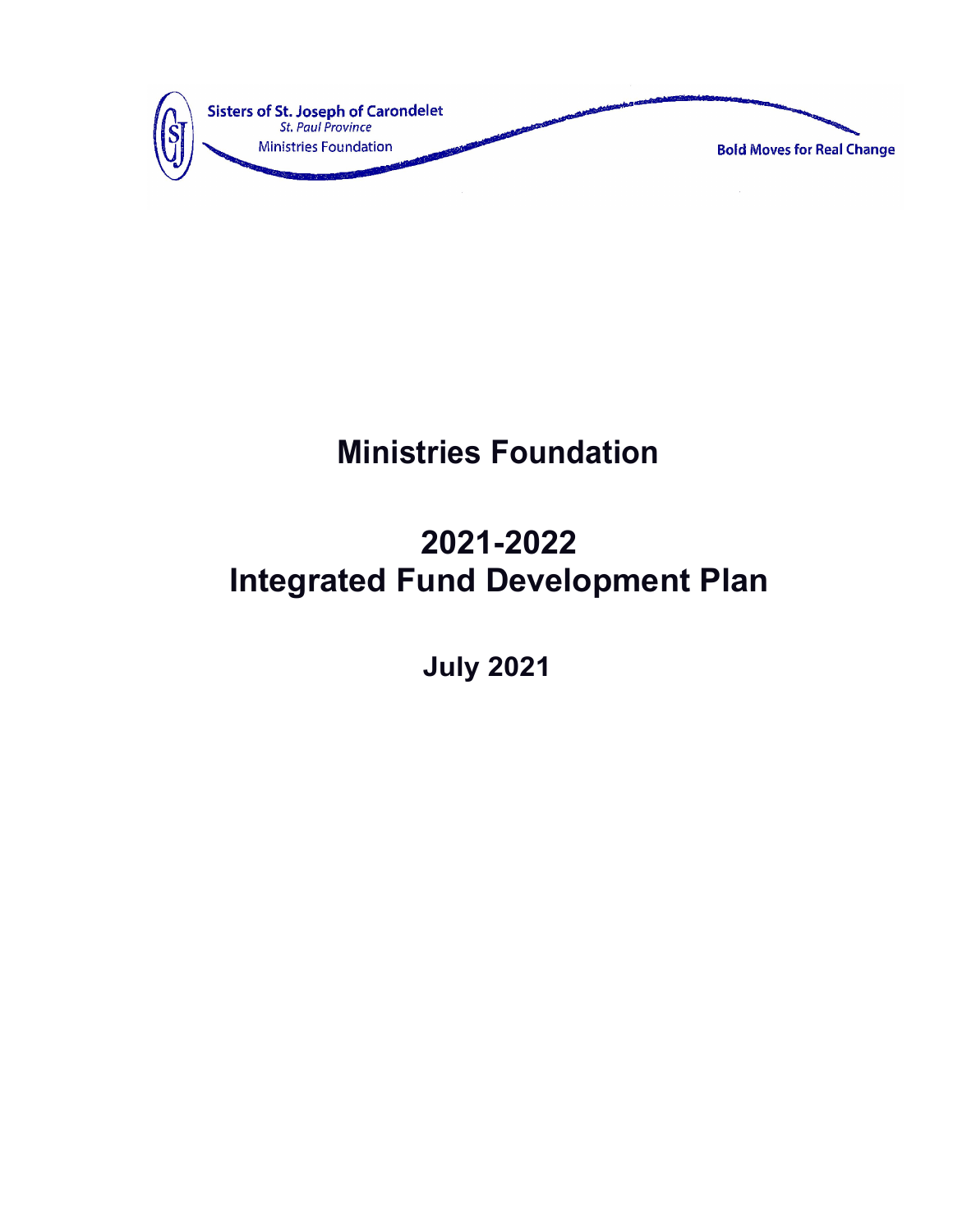Sisters of St. Joseph of Carondelet
*St. Paul Province*
Ministries Foundation

**Bold Moves for Real Change**

# Ministries Foundation

# 2021-2022
# Integrated Fund Development Plan

## July 2021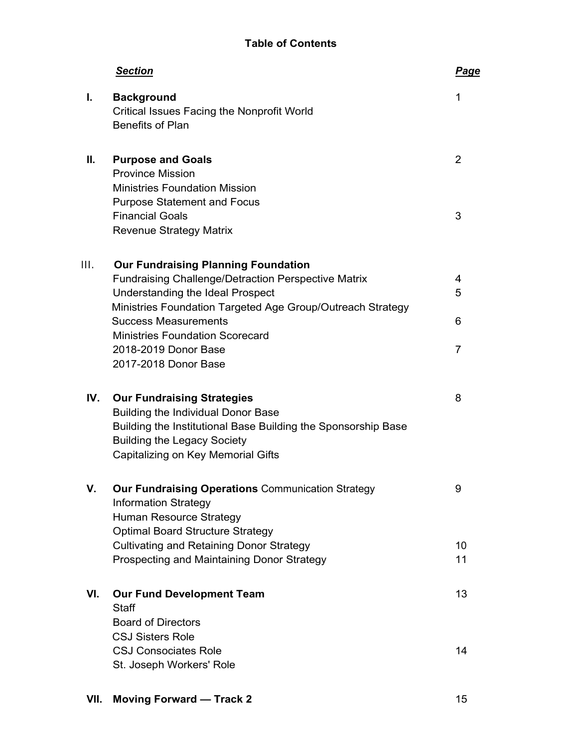# Table of Contents

| | *Section* | *Page* |
|---|---|---|
| **I.** | **Background** | 1 |
| | Critical Issues Facing the Nonprofit World | |
| | Benefits of Plan | |
| **II.** | **Purpose and Goals** | 2 |
| | Province Mission | |
| | Ministries Foundation Mission | |
| | Purpose Statement and Focus | |
| | Financial Goals | 3 |
| | Revenue Strategy Matrix | |
| III. | **Our Fundraising Planning Foundation** | |
| | Fundraising Challenge/Detraction Perspective Matrix | 4 |
| | Understanding the Ideal Prospect | 5 |
| | Ministries Foundation Targeted Age Group/Outreach Strategy | |
| | Success Measurements | 6 |
| | Ministries Foundation Scorecard | |
| | 2018-2019 Donor Base | 7 |
| | 2017-2018 Donor Base | |
| **IV.** | **Our Fundraising Strategies** | 8 |
| | Building the Individual Donor Base | |
| | Building the Institutional Base Building the Sponsorship Base | |
| | Building the Legacy Society | |
| | Capitalizing on Key Memorial Gifts | |
| **V.** | **Our Fundraising Operations** Communication Strategy | 9 |
| | Information Strategy | |
| | Human Resource Strategy | |
| | Optimal Board Structure Strategy | |
| | Cultivating and Retaining Donor Strategy | 10 |
| | Prospecting and Maintaining Donor Strategy | 11 |
| **VI.** | **Our Fund Development Team** | 13 |
| | Staff | |
| | Board of Directors | |
| | CSJ Sisters Role | |
| | CSJ Consociates Role | 14 |
| | St. Joseph Workers' Role | |
| **VII.** | **Moving Forward — Track 2** | 15 |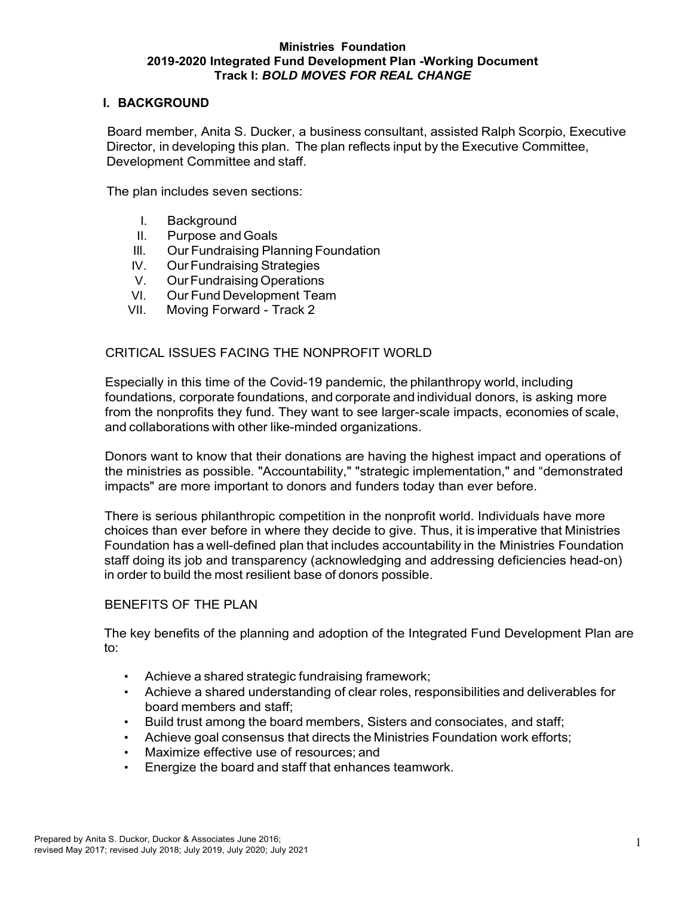**Ministries Foundation**
**2019-2020 Integrated Fund Development Plan -Working Document**
**Track I: *BOLD MOVES FOR REAL CHANGE***

## I. BACKGROUND

Board member, Anita S. Ducker, a business consultant, assisted Ralph Scorpio, Executive Director, in developing this plan. The plan reflects input by the Executive Committee, Development Committee and staff.

The plan includes seven sections:

I. Background
II. Purpose and Goals
III. Our Fundraising Planning Foundation
IV. Our Fundraising Strategies
V. Our Fundraising Operations
VI. Our Fund Development Team
VII. Moving Forward - Track 2

### CRITICAL ISSUES FACING THE NONPROFIT WORLD

Especially in this time of the Covid-19 pandemic, the philanthropy world, including foundations, corporate foundations, and corporate and individual donors, is asking more from the nonprofits they fund. They want to see larger-scale impacts, economies of scale, and collaborations with other like-minded organizations.

Donors want to know that their donations are having the highest impact and operations of the ministries as possible. "Accountability," "strategic implementation," and "demonstrated impacts" are more important to donors and funders today than ever before.

There is serious philanthropic competition in the nonprofit world. Individuals have more choices than ever before in where they decide to give. Thus, it is imperative that Ministries Foundation has a well-defined plan that includes accountability in the Ministries Foundation staff doing its job and transparency (acknowledging and addressing deficiencies head-on) in order to build the most resilient base of donors possible.

### BENEFITS OF THE PLAN

The key benefits of the planning and adoption of the Integrated Fund Development Plan are to:

- Achieve a shared strategic fundraising framework;
- Achieve a shared understanding of clear roles, responsibilities and deliverables for board members and staff;
- Build trust among the board members, Sisters and consociates, and staff;
- Achieve goal consensus that directs the Ministries Foundation work efforts;
- Maximize effective use of resources; and
- Energize the board and staff that enhances teamwork.

Prepared by Anita S. Duckor, Duckor & Associates June 2016; revised May 2017; revised July 2018; July 2019, July 2020; July 2021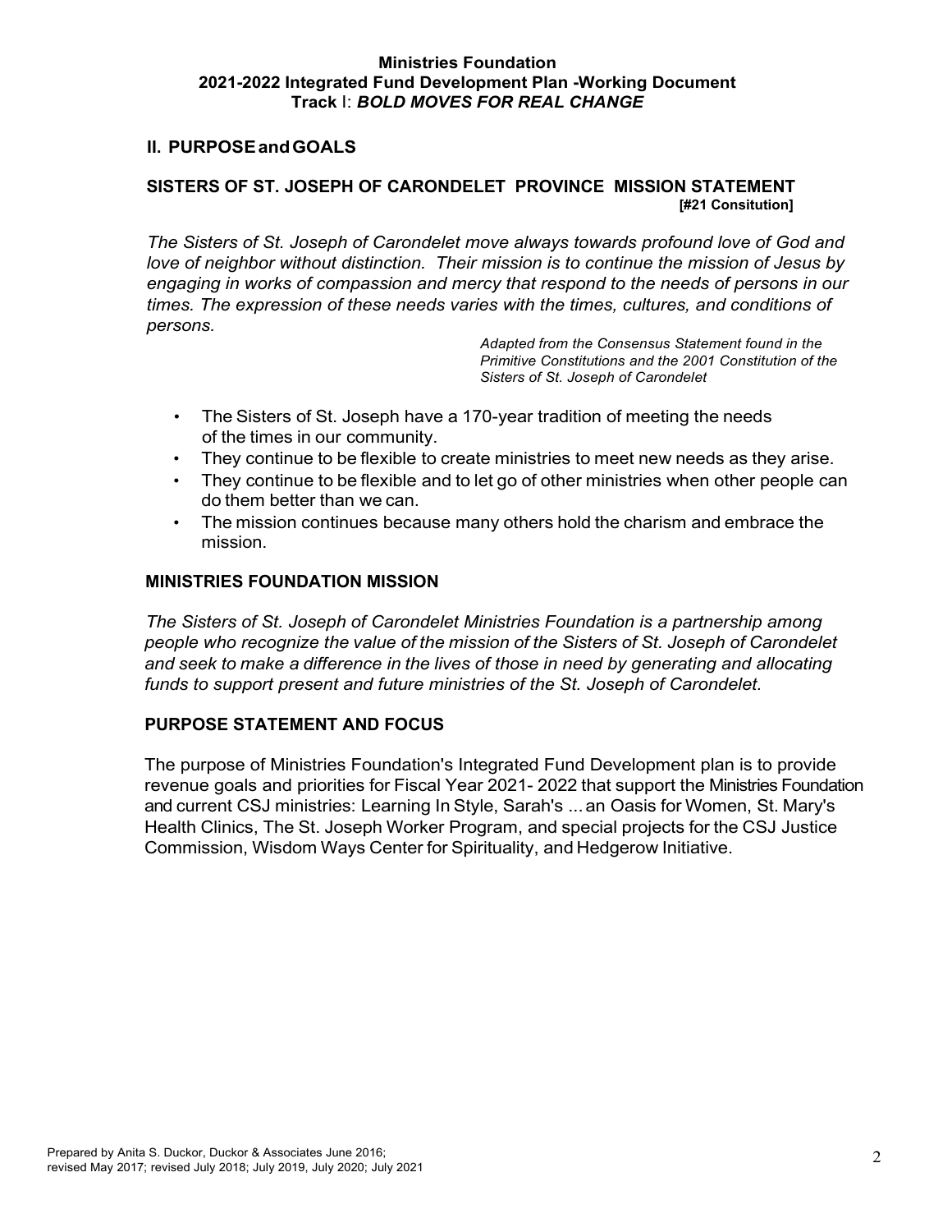## II. PURPOSE and GOALS

### SISTERS OF ST. JOSEPH OF CARONDELET PROVINCE MISSION STATEMENT [#21 Consitution]

*The Sisters of St. Joseph of Carondelet move always towards profound love of God and love of neighbor without distinction. Their mission is to continue the mission of Jesus by engaging in works of compassion and mercy that respond to the needs of persons in our times. The expression of these needs varies with the times, cultures, and conditions of persons.*

*Adapted from the Consensus Statement found in the Primitive Constitutions and the 2001 Constitution of the Sisters of St. Joseph of Carondelet*

- The Sisters of St. Joseph have a 170-year tradition of meeting the needs of the times in our community.
- They continue to be flexible to create ministries to meet new needs as they arise.
- They continue to be flexible and to let go of other ministries when other people can do them better than we can.
- The mission continues because many others hold the charism and embrace the mission.

### MINISTRIES FOUNDATION MISSION

*The Sisters of St. Joseph of Carondelet Ministries Foundation is a partnership among people who recognize the value of the mission of the Sisters of St. Joseph of Carondelet and seek to make a difference in the lives of those in need by generating and allocating funds to support present and future ministries of the St. Joseph of Carondelet.*

### PURPOSE STATEMENT AND FOCUS

The purpose of Ministries Foundation's Integrated Fund Development plan is to provide revenue goals and priorities for Fiscal Year 2021- 2022 that support the Ministries Foundation and current CSJ ministries: Learning In Style, Sarah's ... an Oasis for Women, St. Mary's Health Clinics, The St. Joseph Worker Program, and special projects for the CSJ Justice Commission, Wisdom Ways Center for Spirituality, and Hedgerow Initiative.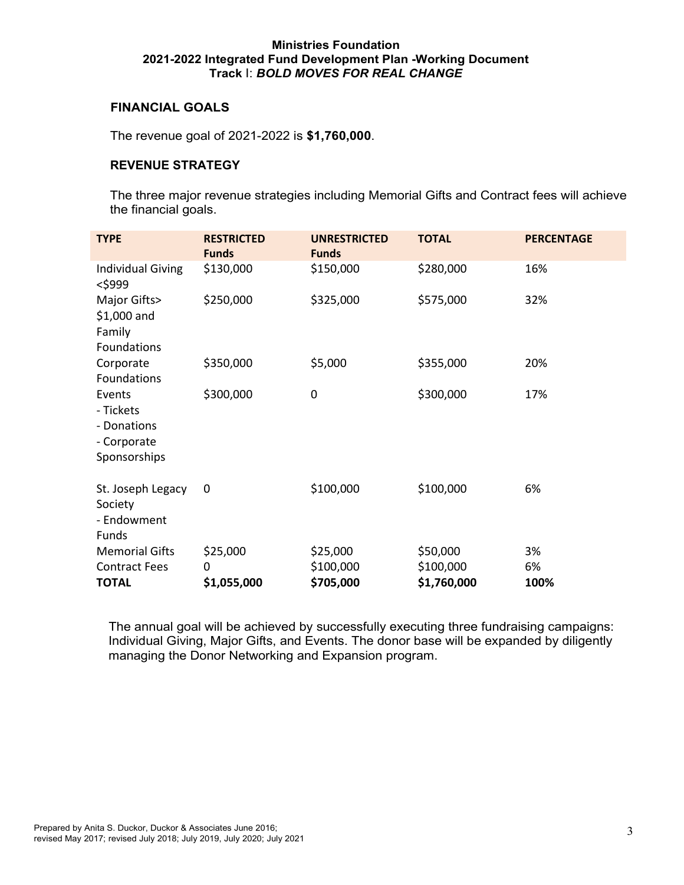**Ministries Foundation**
**2021-2022 Integrated Fund Development Plan -Working Document**
**Track I: *BOLD MOVES FOR REAL CHANGE***

## FINANCIAL GOALS

The revenue goal of 2021-2022 is **$1,760,000**.

## REVENUE STRATEGY

The three major revenue strategies including Memorial Gifts and Contract fees will achieve the financial goals.

| TYPE | RESTRICTED Funds | UNRESTRICTED Funds | TOTAL | PERCENTAGE |
|---|---|---|---|---|
| Individual Giving <$999 | $130,000 | $150,000 | $280,000 | 16% |
| Major Gifts> $1,000 and Family Foundations | $250,000 | $325,000 | $575,000 | 32% |
| Corporate Foundations | $350,000 | $5,000 | $355,000 | 20% |
| Events<br>- Tickets<br>- Donations<br>- Corporate Sponsorships | $300,000 | 0 | $300,000 | 17% |
| St. Joseph Legacy Society<br>- Endowment Funds | 0 | $100,000 | $100,000 | 6% |
| Memorial Gifts | $25,000 | $25,000 | $50,000 | 3% |
| Contract Fees | 0 | $100,000 | $100,000 | 6% |
| **TOTAL** | **$1,055,000** | **$705,000** | **$1,760,000** | **100%** |

The annual goal will be achieved by successfully executing three fundraising campaigns: Individual Giving, Major Gifts, and Events. The donor base will be expanded by diligently managing the Donor Networking and Expansion program.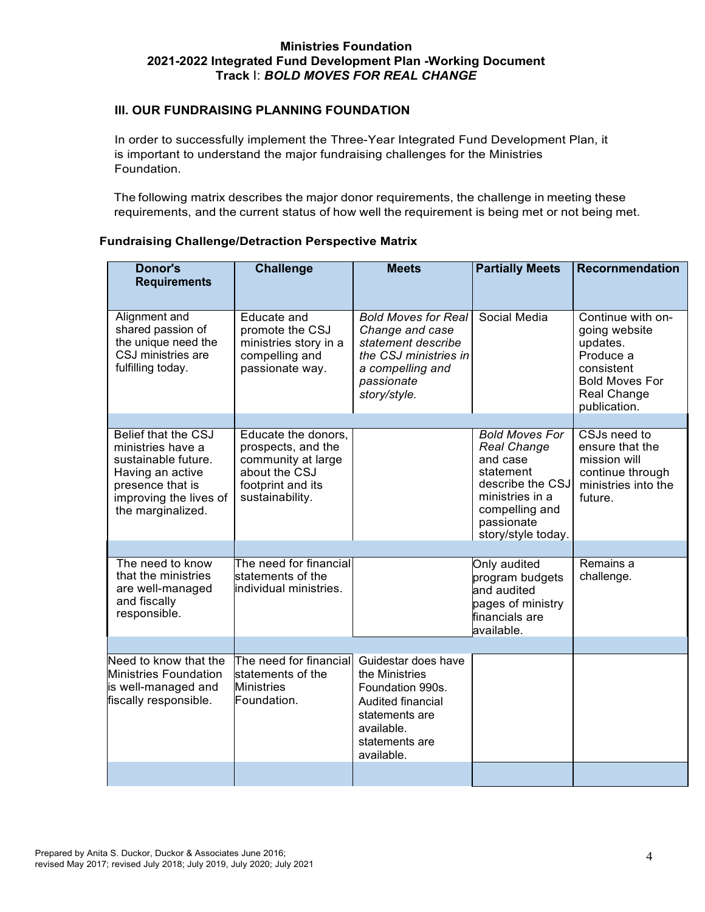**Ministries Foundation**
**2021-2022 Integrated Fund Development Plan -Working Document**
**Track I: *BOLD MOVES FOR REAL CHANGE***

### III. OUR FUNDRAISING PLANNING FOUNDATION

In order to successfully implement the Three-Year Integrated Fund Development Plan, it is important to understand the major fundraising challenges for the Ministries Foundation.

The following matrix describes the major donor requirements, the challenge in meeting these requirements, and the current status of how well the requirement is being met or not being met.

**Fundraising Challenge/Detraction Perspective Matrix**

| Donor's Requirements | Challenge | Meets | Partially Meets | Recommendation |
|---|---|---|---|---|
| Alignment and shared passion of the unique need the CSJ ministries are fulfilling today. | Educate and promote the CSJ ministries story in a compelling and passionate way. | *Bold Moves for Real Change and case statement describe the CSJ ministries in a compelling and passionate story/style.* | Social Media | Continue with on-going website updates. Produce a consistent Bold Moves For Real Change publication. |
| Belief that the CSJ ministries have a sustainable future. Having an active presence that is improving the lives of the marginalized. | Educate the donors, prospects, and the community at large about the CSJ footprint and its sustainability. | | *Bold Moves For Real Change* and case statement describe the CSJ ministries in a compelling and passionate story/style today. | CSJs need to ensure that the mission will continue through ministries into the future. |
| The need to know that the ministries are well-managed and fiscally responsible. | The need for financial statements of the individual ministries. | | Only audited program budgets and audited pages of ministry financials are available. | Remains a challenge. |
| Need to know that the Ministries Foundation is well-managed and fiscally responsible. | The need for financial statements of the Ministries Foundation. | Guidestar does have the Ministries Foundation 990s. Audited financial statements are available. statements are available. | | |

Prepared by Anita S. Duckor, Duckor & Associates June 2016; revised May 2017; revised July 2018; July 2019, July 2020; July 2021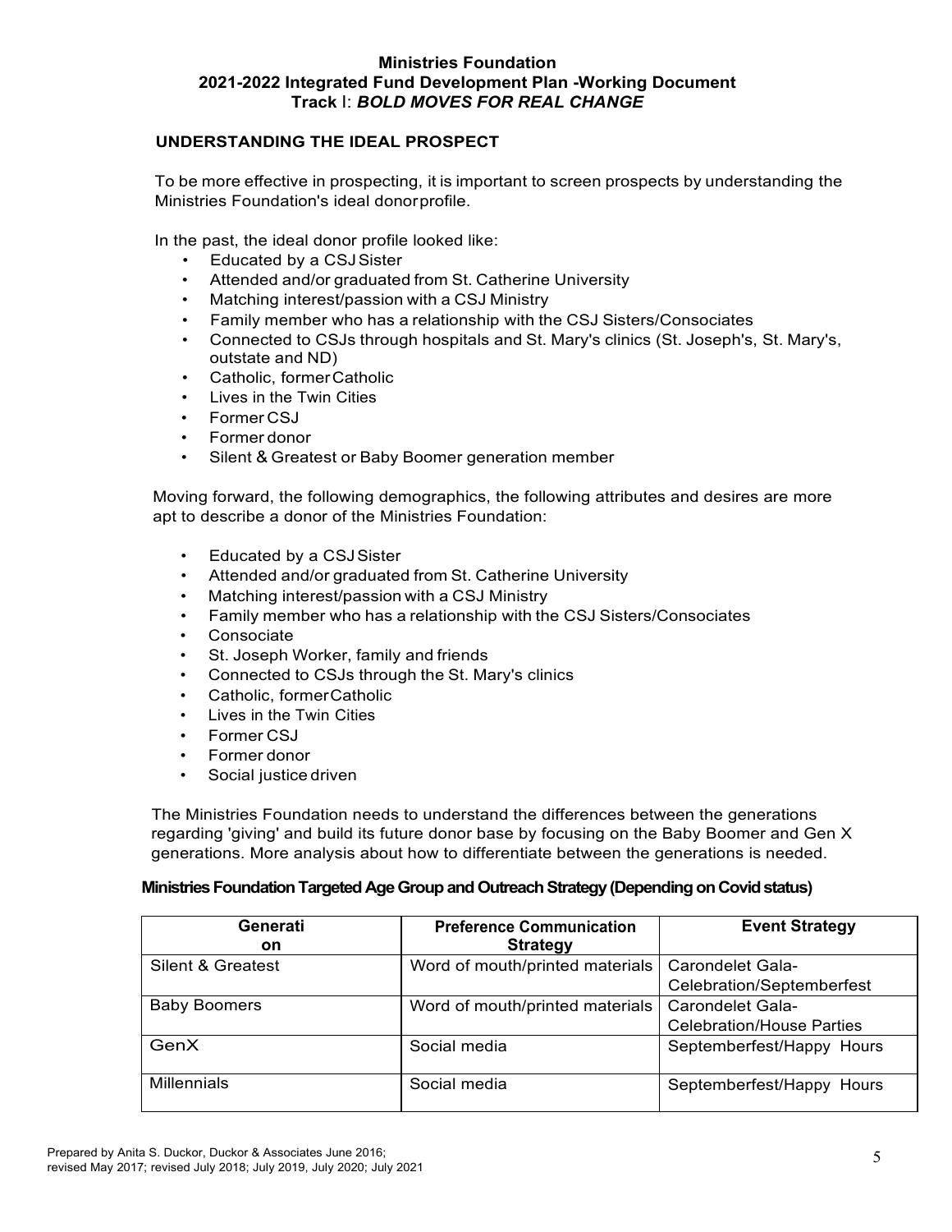# Ministries Foundation
## 2021-2022 Integrated Fund Development Plan -Working Document
## Track I: ***BOLD MOVES FOR REAL CHANGE***

### UNDERSTANDING THE IDEAL PROSPECT

To be more effective in prospecting, it is important to screen prospects by understanding the Ministries Foundation's ideal donor profile.

In the past, the ideal donor profile looked like:

- Educated by a CSJ Sister
- Attended and/or graduated from St. Catherine University
- Matching interest/passion with a CSJ Ministry
- Family member who has a relationship with the CSJ Sisters/Consociates
- Connected to CSJs through hospitals and St. Mary's clinics (St. Joseph's, St. Mary's, outstate and ND)
- Catholic, former Catholic
- Lives in the Twin Cities
- Former CSJ
- Former donor
- Silent & Greatest or Baby Boomer generation member

Moving forward, the following demographics, the following attributes and desires are more apt to describe a donor of the Ministries Foundation:

- Educated by a CSJ Sister
- Attended and/or graduated from St. Catherine University
- Matching interest/passion with a CSJ Ministry
- Family member who has a relationship with the CSJ Sisters/Consociates
- Consociate
- St. Joseph Worker, family and friends
- Connected to CSJs through the St. Mary's clinics
- Catholic, former Catholic
- Lives in the Twin Cities
- Former CSJ
- Former donor
- Social justice driven

The Ministries Foundation needs to understand the differences between the generations regarding 'giving' and build its future donor base by focusing on the Baby Boomer and Gen X generations. More analysis about how to differentiate between the generations is needed.

**Ministries Foundation Targeted Age Group and Outreach Strategy (Depending on Covid status)**

| Generation | Preference Communication Strategy | Event Strategy |
|---|---|---|
| Silent & Greatest | Word of mouth/printed materials | Carondelet Gala-Celebration/Septemberfest |
| Baby Boomers | Word of mouth/printed materials | Carondelet Gala-Celebration/House Parties |
| GenX | Social media | Septemberfest/Happy Hours |
| Millennials | Social media | Septemberfest/Happy Hours |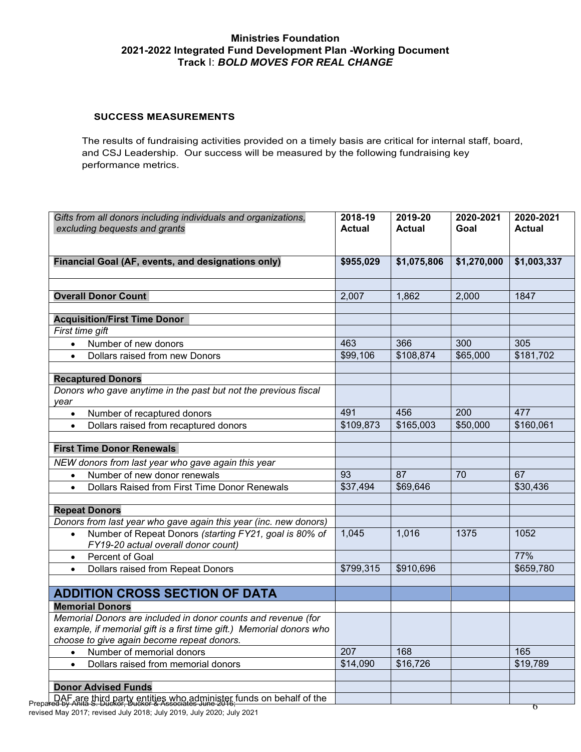**Ministries Foundation**
**2021-2022 Integrated Fund Development Plan -Working Document**
**Track I: *BOLD MOVES FOR REAL CHANGE***

### SUCCESS MEASUREMENTS

The results of fundraising activities provided on a timely basis are critical for internal staff, board, and CSJ Leadership. Our success will be measured by the following fundraising key performance metrics.

| *Gifts from all donors including individuals and organizations, excluding bequests and grants* | 2018-19 Actual | 2019-20 Actual | 2020-2021 Goal | 2020-2021 Actual |
|---|---|---|---|---|
| **Financial Goal (AF, events, and designations only)** | **$955,029** | **$1,075,806** | **$1,270,000** | **$1,003,337** |
| | | | | |
| **Overall Donor Count** | 2,007 | 1,862 | 2,000 | 1847 |
| | | | | |
| **Acquisition/First Time Donor** | | | | |
| *First time gift* | | | | |
| • Number of new donors | 463 | 366 | 300 | 305 |
| • Dollars raised from new Donors | $99,106 | $108,874 | $65,000 | $181,702 |
| | | | | |
| **Recaptured Donors** | | | | |
| *Donors who gave anytime in the past but not the previous fiscal year* | | | | |
| • Number of recaptured donors | 491 | 456 | 200 | 477 |
| • Dollars raised from recaptured donors | $109,873 | $165,003 | $50,000 | $160,061 |
| | | | | |
| **First Time Donor Renewals** | | | | |
| *NEW donors from last year who gave again this year* | | | | |
| • Number of new donor renewals | 93 | 87 | 70 | 67 |
| • Dollars Raised from First Time Donor Renewals | $37,494 | $69,646 | | $30,436 |
| | | | | |
| **Repeat Donors** | | | | |
| *Donors from last year who gave again this year (inc. new donors)* | | | | |
| • Number of Repeat Donors *(starting FY21, goal is 80% of FY19-20 actual overall donor count)* | 1,045 | 1,016 | 1375 | 1052 |
| • Percent of Goal | | | | 77% |
| • Dollars raised from Repeat Donors | $799,315 | $910,696 | | $659,780 |
| | | | | |
| **ADDITION CROSS SECTION OF DATA** | | | | |
| **Memorial Donors** | | | | |
| *Memorial Donors are included in donor counts and revenue (for example, if memorial gift is a first time gift.) Memorial donors who choose to give again become repeat donors.* | | | | |
| • Number of memorial donors | 207 | 168 | | 165 |
| • Dollars raised from memorial donors | $14,090 | $16,726 | | $19,789 |
| | | | | |
| **Donor Advised Funds** | | | | |
| *DAF are third party entities who administer funds on behalf of the* | | | | |

Prepared by Anita S. Duckor, Duckor & Associates June 2016; revised May 2017; revised July 2018; July 2019, July 2020; July 2021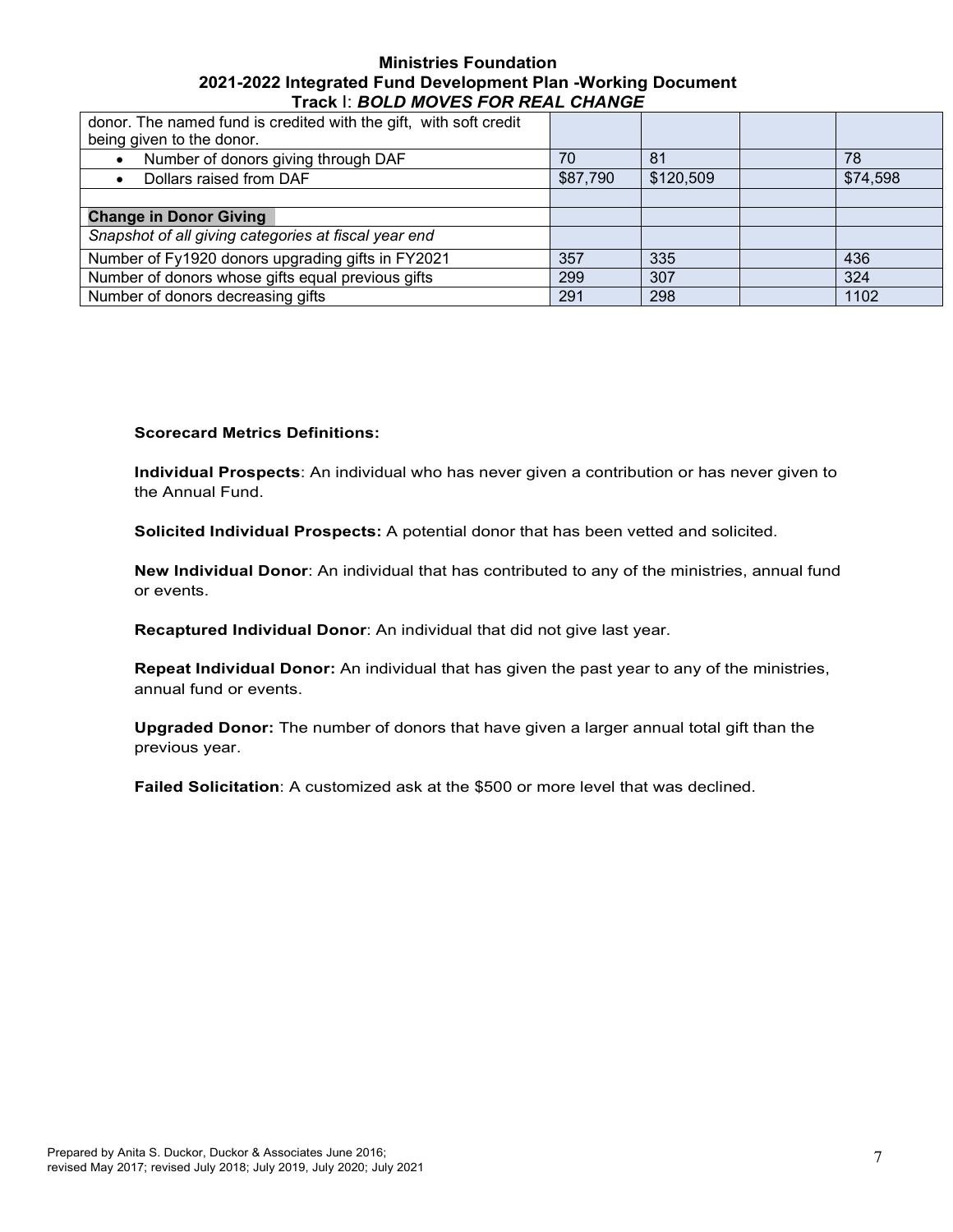**Ministries Foundation**
**2021-2022 Integrated Fund Development Plan -Working Document**
**Track I: *BOLD MOVES FOR REAL CHANGE***

| donor. The named fund is credited with the gift, with soft credit being given to the donor. | | | | |
|---|---|---|---|---|
| • Number of donors giving through DAF | 70 | 81 | | 78 |
| • Dollars raised from DAF | $87,790 | $120,509 | | $74,598 |
| | | | | |
| **Change in Donor Giving** | | | | |
| *Snapshot of all giving categories at fiscal year end* | | | | |
| Number of Fy1920 donors upgrading gifts in FY2021 | 357 | 335 | | 436 |
| Number of donors whose gifts equal previous gifts | 299 | 307 | | 324 |
| Number of donors decreasing gifts | 291 | 298 | | 1102 |

**Scorecard Metrics Definitions:**

**Individual Prospects**: An individual who has never given a contribution or has never given to the Annual Fund.

**Solicited Individual Prospects:** A potential donor that has been vetted and solicited.

**New Individual Donor**: An individual that has contributed to any of the ministries, annual fund or events.

**Recaptured Individual Donor**: An individual that did not give last year.

**Repeat Individual Donor:** An individual that has given the past year to any of the ministries, annual fund or events.

**Upgraded Donor:** The number of donors that have given a larger annual total gift than the previous year.

**Failed Solicitation**: A customized ask at the $500 or more level that was declined.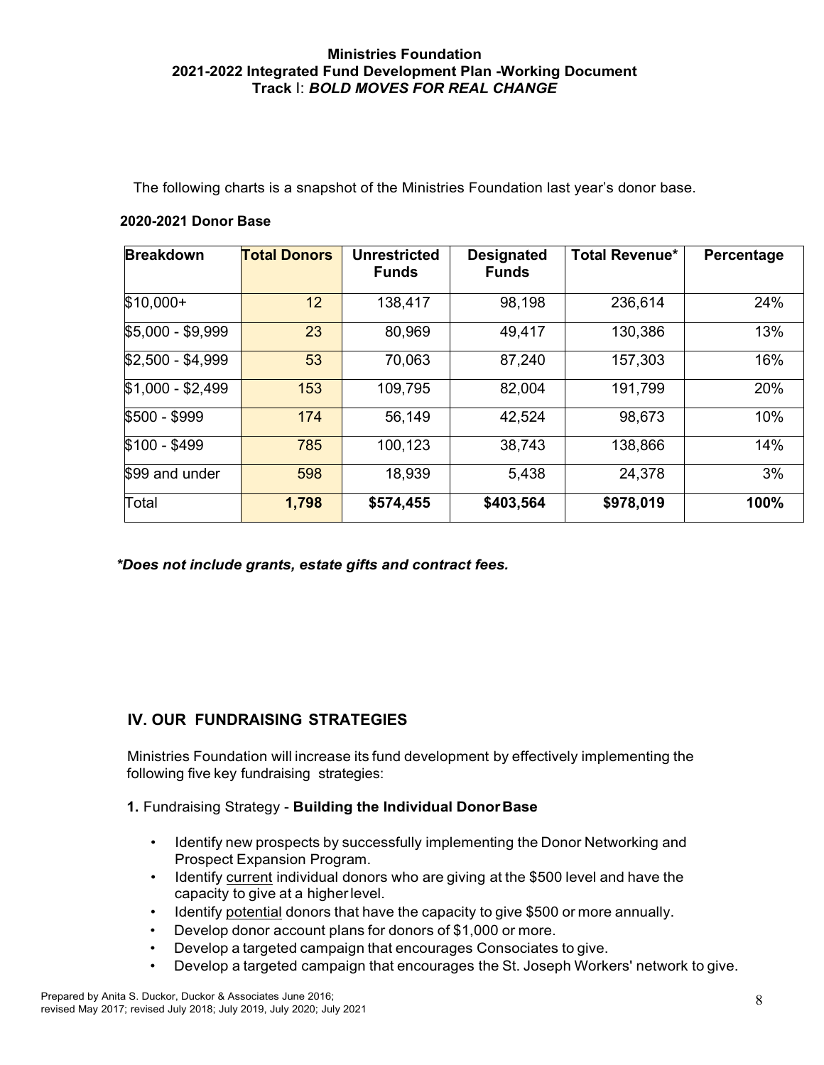**Ministries Foundation**
**2021-2022 Integrated Fund Development Plan -Working Document**
**Track I: *BOLD MOVES FOR REAL CHANGE***

The following charts is a snapshot of the Ministries Foundation last year's donor base.

**2020-2021 Donor Base**

| Breakdown | Total Donors | Unrestricted Funds | Designated Funds | Total Revenue* | Percentage |
|---|---|---|---|---|---|
| $10,000+ | 12 | 138,417 | 98,198 | 236,614 | 24% |
| $5,000 - $9,999 | 23 | 80,969 | 49,417 | 130,386 | 13% |
| $2,500 - $4,999 | 53 | 70,063 | 87,240 | 157,303 | 16% |
| $1,000 - $2,499 | 153 | 109,795 | 82,004 | 191,799 | 20% |
| $500 - $999 | 174 | 56,149 | 42,524 | 98,673 | 10% |
| $100 - $499 | 785 | 100,123 | 38,743 | 138,866 | 14% |
| $99 and under | 598 | 18,939 | 5,438 | 24,378 | 3% |
| Total | **1,798** | **$574,455** | **$403,564** | **$978,019** | **100%** |

***Does not include grants, estate gifts and contract fees.***

## IV. OUR FUNDRAISING STRATEGIES

Ministries Foundation will increase its fund development by effectively implementing the following five key fundraising strategies:

**1.** Fundraising Strategy - **Building the Individual Donor Base**

- Identify new prospects by successfully implementing the Donor Networking and Prospect Expansion Program.
- Identify current individual donors who are giving at the $500 level and have the capacity to give at a higher level.
- Identify potential donors that have the capacity to give $500 or more annually.
- Develop donor account plans for donors of $1,000 or more.
- Develop a targeted campaign that encourages Consociates to give.
- Develop a targeted campaign that encourages the St. Joseph Workers' network to give.

Prepared by Anita S. Duckor, Duckor & Associates June 2016; revised May 2017; revised July 2018; July 2019, July 2020; July 2021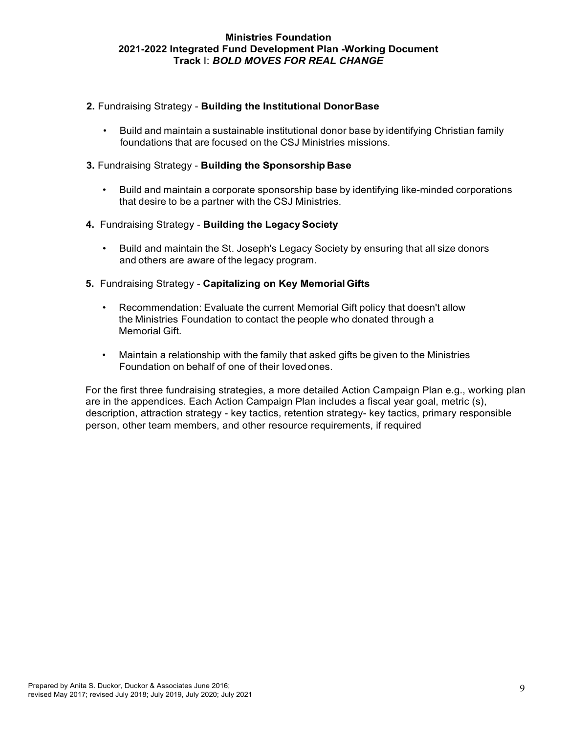**2.** Fundraising Strategy - **Building the Institutional Donor Base**

- Build and maintain a sustainable institutional donor base by identifying Christian family foundations that are focused on the CSJ Ministries missions.

**3.** Fundraising Strategy - **Building the Sponsorship Base**

- Build and maintain a corporate sponsorship base by identifying like-minded corporations that desire to be a partner with the CSJ Ministries.

**4.** Fundraising Strategy - **Building the Legacy Society**

- Build and maintain the St. Joseph's Legacy Society by ensuring that all size donors and others are aware of the legacy program.

**5.** Fundraising Strategy - **Capitalizing on Key Memorial Gifts**

- Recommendation: Evaluate the current Memorial Gift policy that doesn't allow the Ministries Foundation to contact the people who donated through a Memorial Gift.
- Maintain a relationship with the family that asked gifts be given to the Ministries Foundation on behalf of one of their loved ones.

For the first three fundraising strategies, a more detailed Action Campaign Plan e.g., working plan are in the appendices. Each Action Campaign Plan includes a fiscal year goal, metric (s), description, attraction strategy - key tactics, retention strategy- key tactics, primary responsible person, other team members, and other resource requirements, if required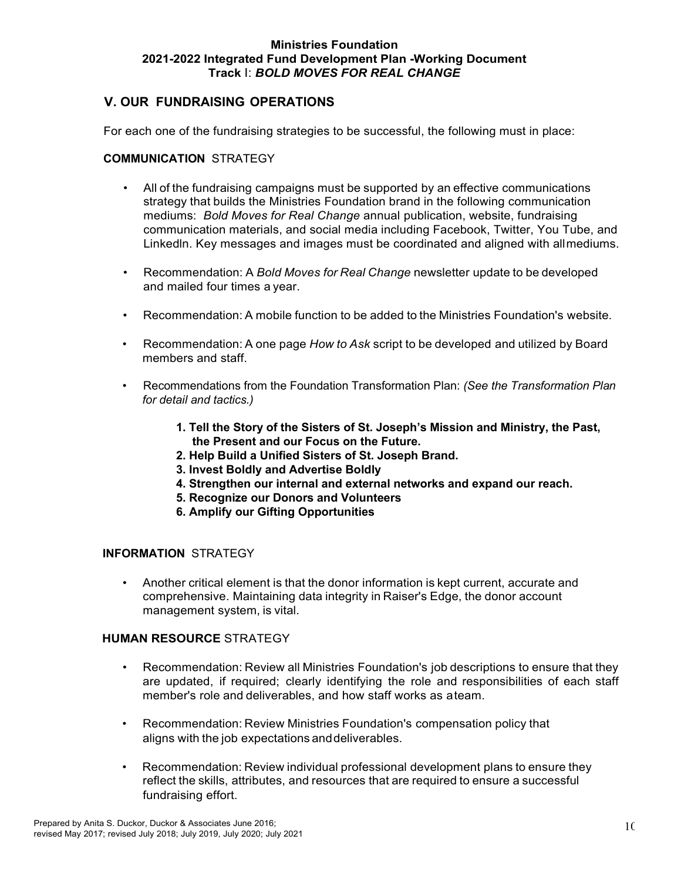**Ministries Foundation**
**2021-2022 Integrated Fund Development Plan -Working Document**
**Track** I: ***BOLD MOVES FOR REAL CHANGE***

## V. OUR FUNDRAISING OPERATIONS

For each one of the fundraising strategies to be successful, the following must in place:

### **COMMUNICATION** STRATEGY

- All of the fundraising campaigns must be supported by an effective communications strategy that builds the Ministries Foundation brand in the following communication mediums: *Bold Moves for Real Change* annual publication, website, fundraising communication materials, and social media including Facebook, Twitter, You Tube, and Linkedln. Key messages and images must be coordinated and aligned with allmediums.
- Recommendation: A *Bold Moves for Real Change* newsletter update to be developed and mailed four times a year.
- Recommendation: A mobile function to be added to the Ministries Foundation's website.
- Recommendation: A one page *How to Ask* script to be developed and utilized by Board members and staff.
- Recommendations from the Foundation Transformation Plan: *(See the Transformation Plan for detail and tactics.)*
    1. **Tell the Story of the Sisters of St. Joseph's Mission and Ministry, the Past, the Present and our Focus on the Future.**
    2. **Help Build a Unified Sisters of St. Joseph Brand.**
    3. **Invest Boldly and Advertise Boldly**
    4. **Strengthen our internal and external networks and expand our reach.**
    5. **Recognize our Donors and Volunteers**
    6. **Amplify our Gifting Opportunities**

### **INFORMATION** STRATEGY

- Another critical element is that the donor information is kept current, accurate and comprehensive. Maintaining data integrity in Raiser's Edge, the donor account management system, is vital.

### **HUMAN RESOURCE** STRATEGY

- Recommendation: Review all Ministries Foundation's job descriptions to ensure that they are updated, if required; clearly identifying the role and responsibilities of each staff member's role and deliverables, and how staff works as ateam.
- Recommendation: Review Ministries Foundation's compensation policy that aligns with the job expectations anddeliverables.
- Recommendation: Review individual professional development plans to ensure they reflect the skills, attributes, and resources that are required to ensure a successful fundraising effort.

Prepared by Anita S. Duckor, Duckor & Associates June 2016; revised May 2017; revised July 2018; July 2019, July 2020; July 2021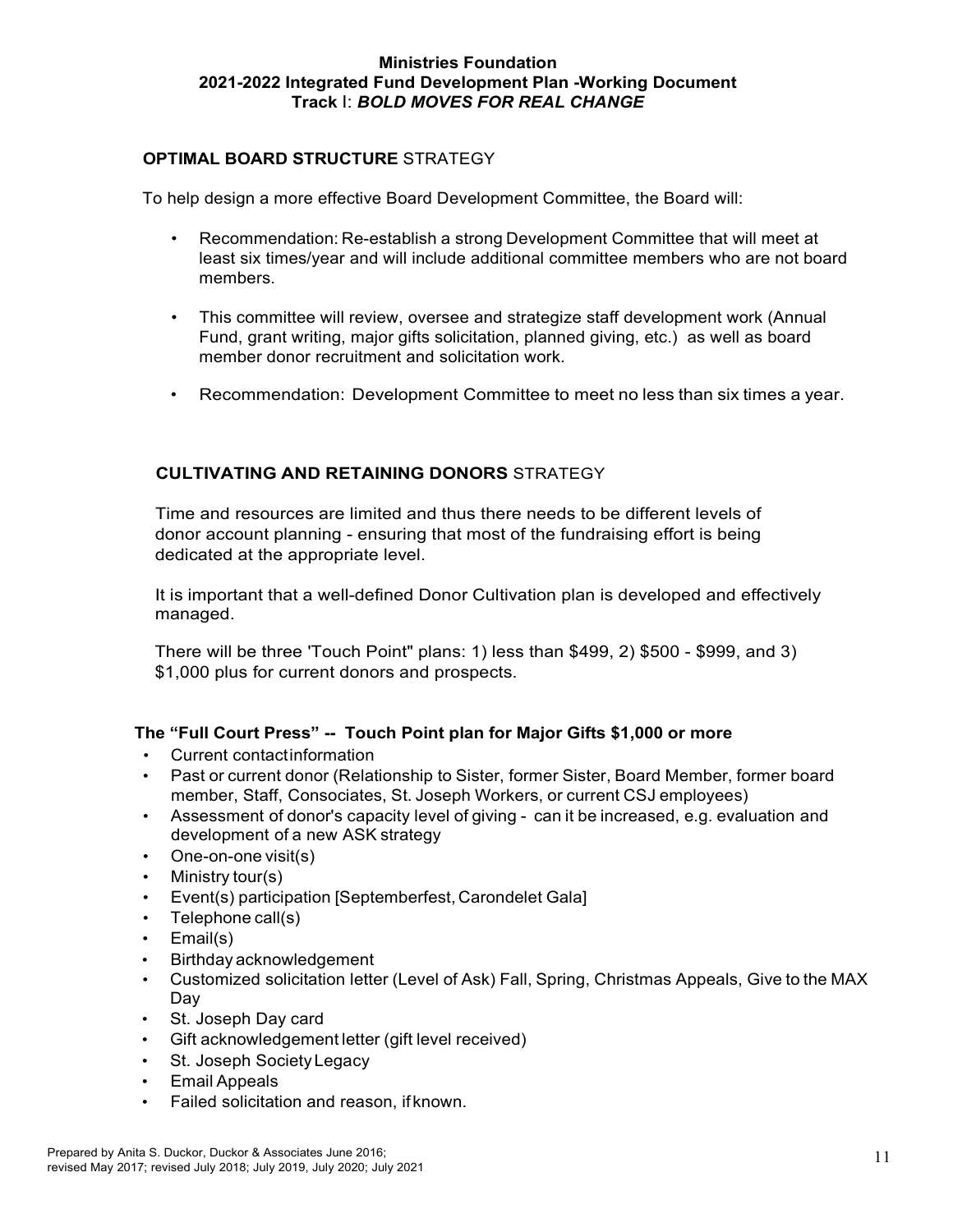**Ministries Foundation**
**2021-2022 Integrated Fund Development Plan -Working Document**
**Track** I: ***BOLD MOVES FOR REAL CHANGE***

## **OPTIMAL BOARD STRUCTURE** STRATEGY

To help design a more effective Board Development Committee, the Board will:

- Recommendation: Re-establish a strong Development Committee that will meet at least six times/year and will include additional committee members who are not board members.
- This committee will review, oversee and strategize staff development work (Annual Fund, grant writing, major gifts solicitation, planned giving, etc.) as well as board member donor recruitment and solicitation work.
- Recommendation: Development Committee to meet no less than six times a year.

## **CULTIVATING AND RETAINING DONORS** STRATEGY

Time and resources are limited and thus there needs to be different levels of donor account planning - ensuring that most of the fundraising effort is being dedicated at the appropriate level.

It is important that a well-defined Donor Cultivation plan is developed and effectively managed.

There will be three 'Touch Point" plans: 1) less than $499, 2) $500 - $999, and 3) $1,000 plus for current donors and prospects.

### **The "Full Court Press" -- Touch Point plan for Major Gifts $1,000 or more**

- Current contactinformation
- Past or current donor (Relationship to Sister, former Sister, Board Member, former board member, Staff, Consociates, St. Joseph Workers, or current CSJ employees)
- Assessment of donor's capacity level of giving - can it be increased, e.g. evaluation and development of a new ASK strategy
- One-on-one visit(s)
- Ministry tour(s)
- Event(s) participation [Septemberfest, Carondelet Gala]
- Telephone call(s)
- Email(s)
- Birthday acknowledgement
- Customized solicitation letter (Level of Ask) Fall, Spring, Christmas Appeals, Give to the MAX Day
- St. Joseph Day card
- Gift acknowledgement letter (gift level received)
- St. Joseph Society Legacy
- Email Appeals
- Failed solicitation and reason, if known.

Prepared by Anita S. Duckor, Duckor & Associates June 2016; revised May 2017; revised July 2018; July 2019, July 2020; July 2021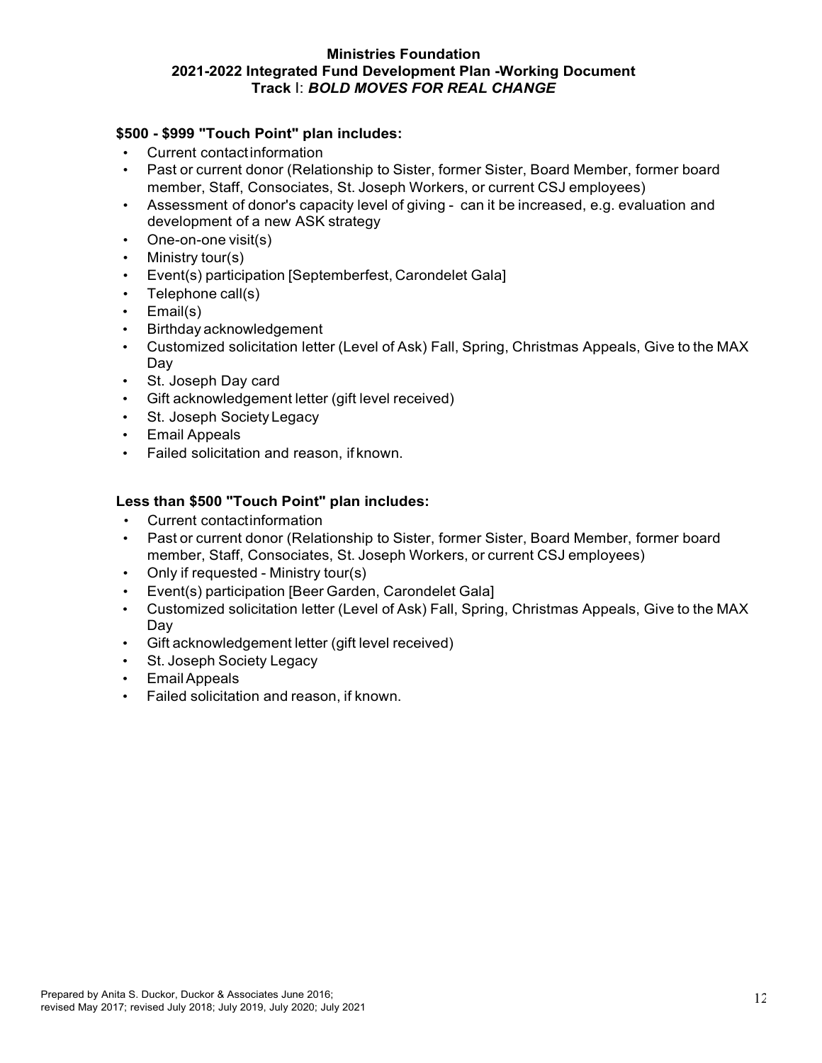**Ministries Foundation**
**2021-2022 Integrated Fund Development Plan -Working Document**
**Track I: *BOLD MOVES FOR REAL CHANGE***

**$500 - $999 "Touch Point" plan includes:**

- Current contact information
- Past or current donor (Relationship to Sister, former Sister, Board Member, former board member, Staff, Consociates, St. Joseph Workers, or current CSJ employees)
- Assessment of donor's capacity level of giving - can it be increased, e.g. evaluation and development of a new ASK strategy
- One-on-one visit(s)
- Ministry tour(s)
- Event(s) participation [Septemberfest, Carondelet Gala]
- Telephone call(s)
- Email(s)
- Birthday acknowledgement
- Customized solicitation letter (Level of Ask) Fall, Spring, Christmas Appeals, Give to the MAX Day
- St. Joseph Day card
- Gift acknowledgement letter (gift level received)
- St. Joseph Society Legacy
- Email Appeals
- Failed solicitation and reason, if known.

**Less than $500 "Touch Point" plan includes:**

- Current contact information
- Past or current donor (Relationship to Sister, former Sister, Board Member, former board member, Staff, Consociates, St. Joseph Workers, or current CSJ employees)
- Only if requested - Ministry tour(s)
- Event(s) participation [Beer Garden, Carondelet Gala]
- Customized solicitation letter (Level of Ask) Fall, Spring, Christmas Appeals, Give to the MAX Day
- Gift acknowledgement letter (gift level received)
- St. Joseph Society Legacy
- Email Appeals
- Failed solicitation and reason, if known.

Prepared by Anita S. Duckor, Duckor & Associates June 2016; revised May 2017; revised July 2018; July 2019, July 2020; July 2021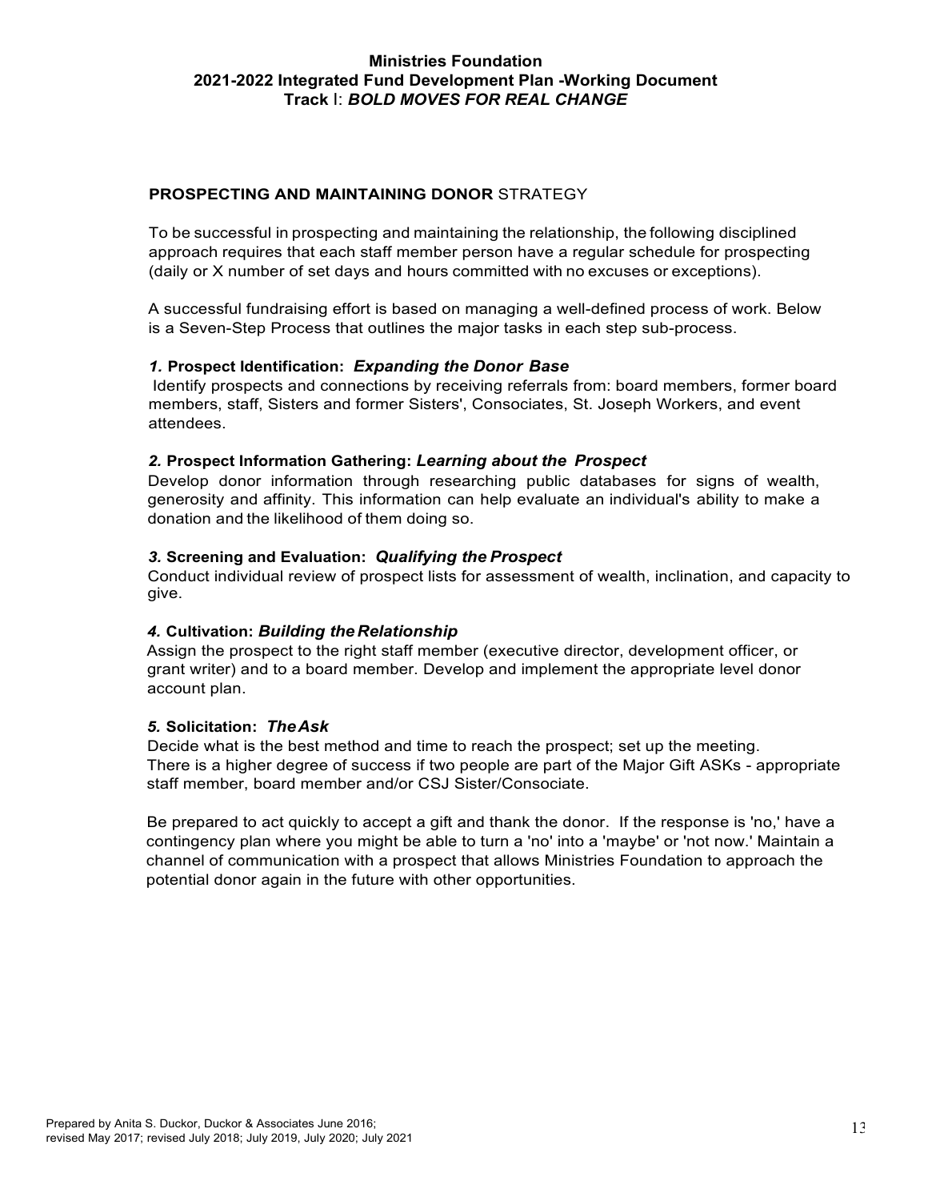## PROSPECTING AND MAINTAINING DONOR STRATEGY

To be successful in prospecting and maintaining the relationship, the following disciplined approach requires that each staff member person have a regular schedule for prospecting (daily or X number of set days and hours committed with no excuses or exceptions).

A successful fundraising effort is based on managing a well-defined process of work. Below is a Seven-Step Process that outlines the major tasks in each step sub-process.

### *1.* Prospect Identification: *Expanding the Donor Base*

Identify prospects and connections by receiving referrals from: board members, former board members, staff, Sisters and former Sisters', Consociates, St. Joseph Workers, and event attendees.

### *2.* Prospect Information Gathering: *Learning about the Prospect*

Develop donor information through researching public databases for signs of wealth, generosity and affinity. This information can help evaluate an individual's ability to make a donation and the likelihood of them doing so.

### *3.* Screening and Evaluation: *Qualifying the Prospect*

Conduct individual review of prospect lists for assessment of wealth, inclination, and capacity to give.

### *4.* Cultivation: *Building the Relationship*

Assign the prospect to the right staff member (executive director, development officer, or grant writer) and to a board member. Develop and implement the appropriate level donor account plan.

### *5.* Solicitation: *The Ask*

Decide what is the best method and time to reach the prospect; set up the meeting. There is a higher degree of success if two people are part of the Major Gift ASKs - appropriate staff member, board member and/or CSJ Sister/Consociate.

Be prepared to act quickly to accept a gift and thank the donor. If the response is 'no,' have a contingency plan where you might be able to turn a 'no' into a 'maybe' or 'not now.' Maintain a channel of communication with a prospect that allows Ministries Foundation to approach the potential donor again in the future with other opportunities.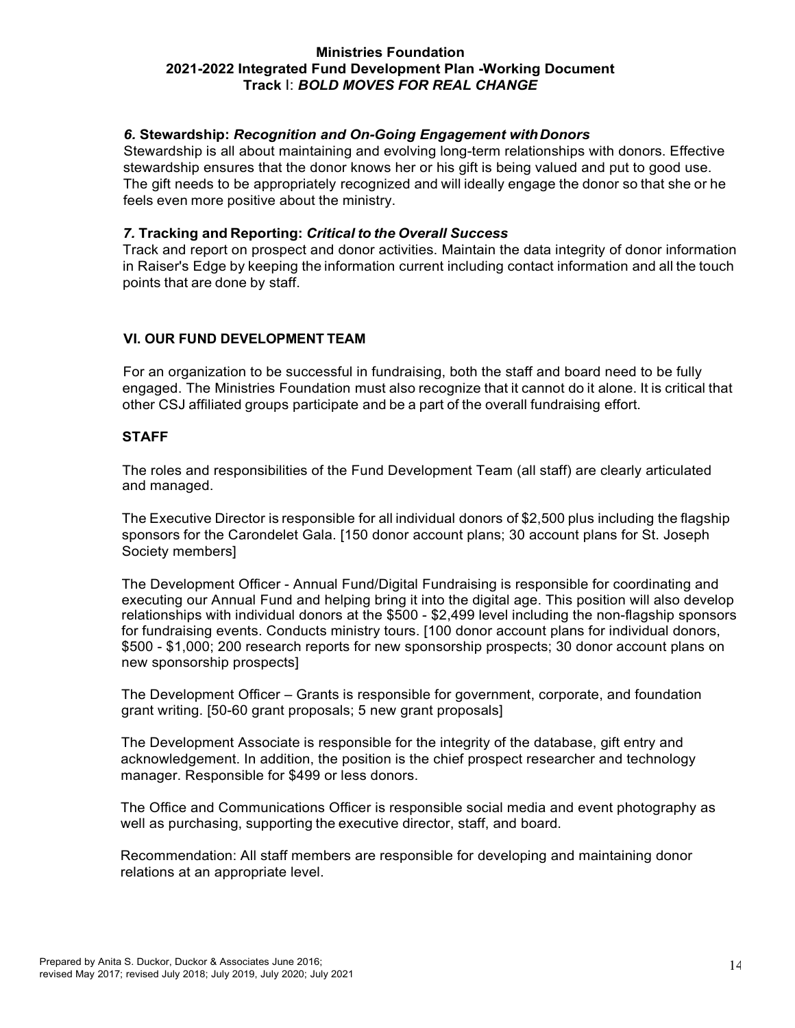### *6.* Stewardship: *Recognition and On-Going Engagement with Donors*

Stewardship is all about maintaining and evolving long-term relationships with donors. Effective stewardship ensures that the donor knows her or his gift is being valued and put to good use. The gift needs to be appropriately recognized and will ideally engage the donor so that she or he feels even more positive about the ministry.

### *7.* Tracking and Reporting: *Critical to the Overall Success*

Track and report on prospect and donor activities. Maintain the data integrity of donor information in Raiser's Edge by keeping the information current including contact information and all the touch points that are done by staff.

## VI. OUR FUND DEVELOPMENT TEAM

For an organization to be successful in fundraising, both the staff and board need to be fully engaged. The Ministries Foundation must also recognize that it cannot do it alone. It is critical that other CSJ affiliated groups participate and be a part of the overall fundraising effort.

### STAFF

The roles and responsibilities of the Fund Development Team (all staff) are clearly articulated and managed.

The Executive Director is responsible for all individual donors of $2,500 plus including the flagship sponsors for the Carondelet Gala. [150 donor account plans; 30 account plans for St. Joseph Society members]

The Development Officer - Annual Fund/Digital Fundraising is responsible for coordinating and executing our Annual Fund and helping bring it into the digital age. This position will also develop relationships with individual donors at the $500 - $2,499 level including the non-flagship sponsors for fundraising events. Conducts ministry tours. [100 donor account plans for individual donors, $500 - $1,000; 200 research reports for new sponsorship prospects; 30 donor account plans on new sponsorship prospects]

The Development Officer – Grants is responsible for government, corporate, and foundation grant writing. [50-60 grant proposals; 5 new grant proposals]

The Development Associate is responsible for the integrity of the database, gift entry and acknowledgement. In addition, the position is the chief prospect researcher and technology manager. Responsible for $499 or less donors.

The Office and Communications Officer is responsible social media and event photography as well as purchasing, supporting the executive director, staff, and board.

Recommendation: All staff members are responsible for developing and maintaining donor relations at an appropriate level.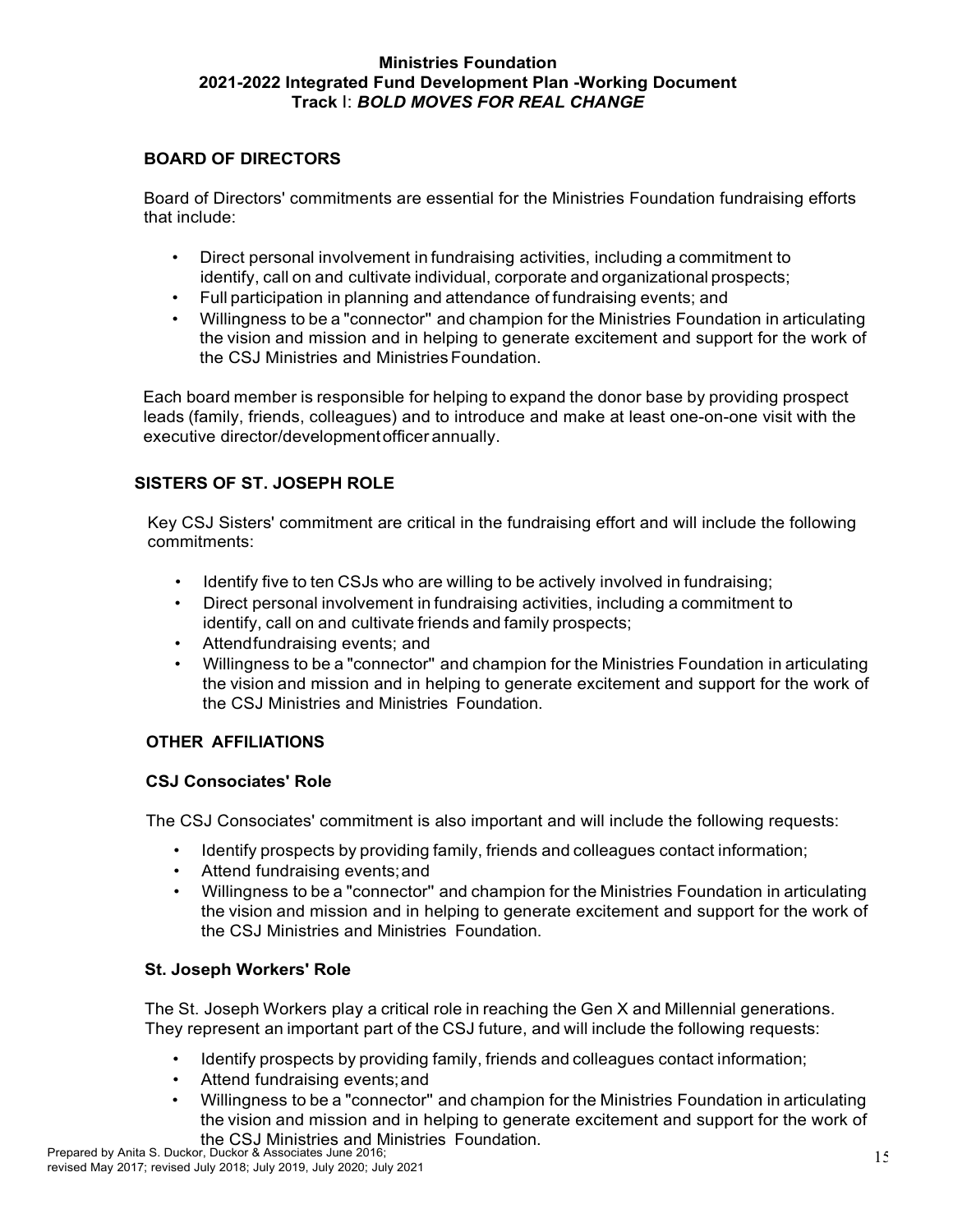**Ministries Foundation**
**2021-2022 Integrated Fund Development Plan -Working Document**
**Track I: *BOLD MOVES FOR REAL CHANGE***

## BOARD OF DIRECTORS

Board of Directors' commitments are essential for the Ministries Foundation fundraising efforts that include:

- Direct personal involvement in fundraising activities, including a commitment to identify, call on and cultivate individual, corporate and organizational prospects;
- Full participation in planning and attendance of fundraising events; and
- Willingness to be a "connector" and champion for the Ministries Foundation in articulating the vision and mission and in helping to generate excitement and support for the work of the CSJ Ministries and Ministries Foundation.

Each board member is responsible for helping to expand the donor base by providing prospect leads (family, friends, colleagues) and to introduce and make at least one-on-one visit with the executive director/development officer annually.

## SISTERS OF ST. JOSEPH ROLE

Key CSJ Sisters' commitment are critical in the fundraising effort and will include the following commitments:

- Identify five to ten CSJs who are willing to be actively involved in fundraising;
- Direct personal involvement in fundraising activities, including a commitment to identify, call on and cultivate friends and family prospects;
- Attendfundraising events; and
- Willingness to be a "connector" and champion for the Ministries Foundation in articulating the vision and mission and in helping to generate excitement and support for the work of the CSJ Ministries and Ministries Foundation.

## OTHER AFFILIATIONS

### CSJ Consociates' Role

The CSJ Consociates' commitment is also important and will include the following requests:

- Identify prospects by providing family, friends and colleagues contact information;
- Attend fundraising events; and
- Willingness to be a "connector" and champion for the Ministries Foundation in articulating the vision and mission and in helping to generate excitement and support for the work of the CSJ Ministries and Ministries Foundation.

### St. Joseph Workers' Role

The St. Joseph Workers play a critical role in reaching the Gen X and Millennial generations. They represent an important part of the CSJ future, and will include the following requests:

- Identify prospects by providing family, friends and colleagues contact information;
- Attend fundraising events; and
- Willingness to be a "connector" and champion for the Ministries Foundation in articulating the vision and mission and in helping to generate excitement and support for the work of the CSJ Ministries and Ministries Foundation.

Prepared by Anita S. Duckor, Duckor & Associates June 2016; revised May 2017; revised July 2018; July 2019, July 2020; July 2021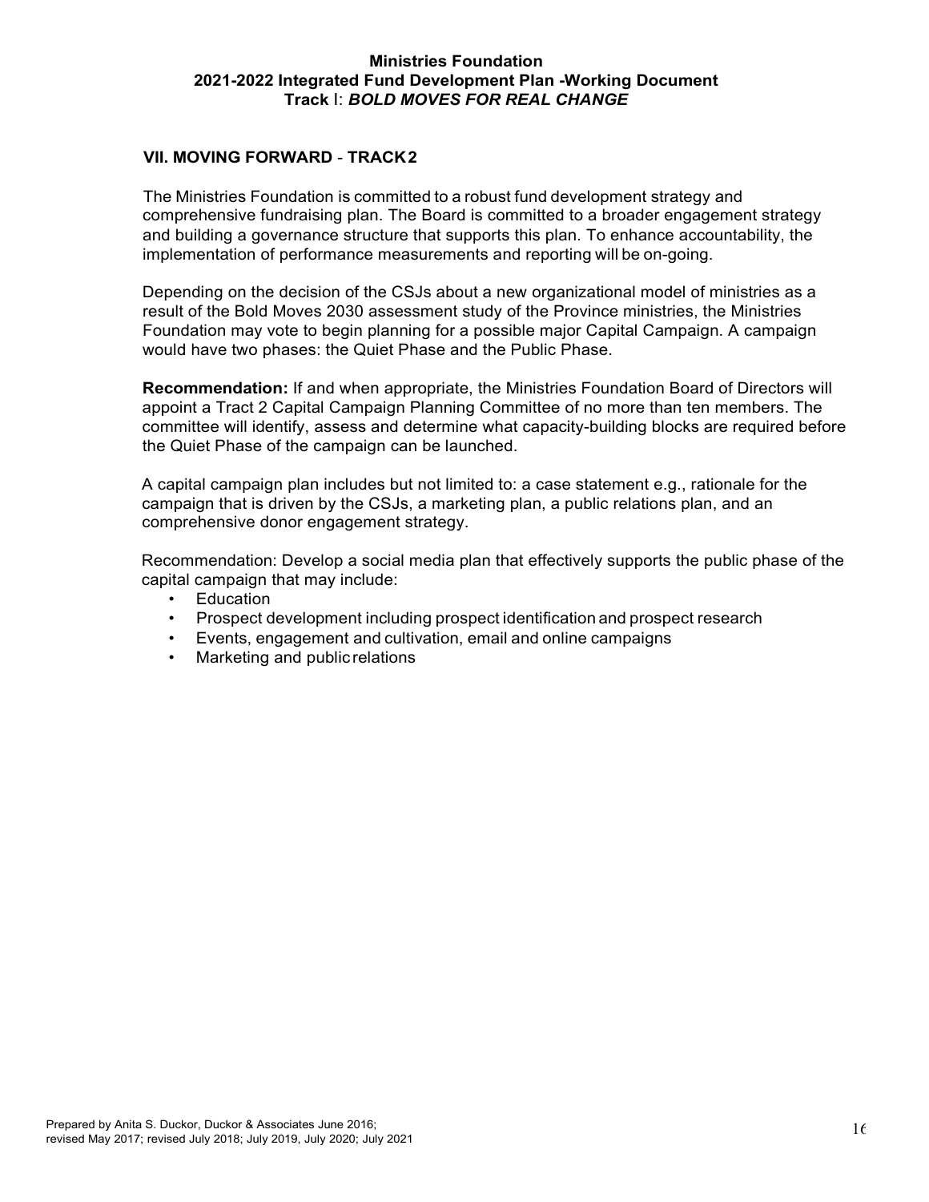## VII. MOVING FORWARD - TRACK 2

The Ministries Foundation is committed to a robust fund development strategy and comprehensive fundraising plan. The Board is committed to a broader engagement strategy and building a governance structure that supports this plan. To enhance accountability, the implementation of performance measurements and reporting will be on-going.

Depending on the decision of the CSJs about a new organizational model of ministries as a result of the Bold Moves 2030 assessment study of the Province ministries, the Ministries Foundation may vote to begin planning for a possible major Capital Campaign. A campaign would have two phases: the Quiet Phase and the Public Phase.

**Recommendation:** If and when appropriate, the Ministries Foundation Board of Directors will appoint a Tract 2 Capital Campaign Planning Committee of no more than ten members. The committee will identify, assess and determine what capacity-building blocks are required before the Quiet Phase of the campaign can be launched.

A capital campaign plan includes but not limited to: a case statement e.g., rationale for the campaign that is driven by the CSJs, a marketing plan, a public relations plan, and an comprehensive donor engagement strategy.

Recommendation: Develop a social media plan that effectively supports the public phase of the capital campaign that may include:

- Education
- Prospect development including prospect identification and prospect research
- Events, engagement and cultivation, email and online campaigns
- Marketing and public relations